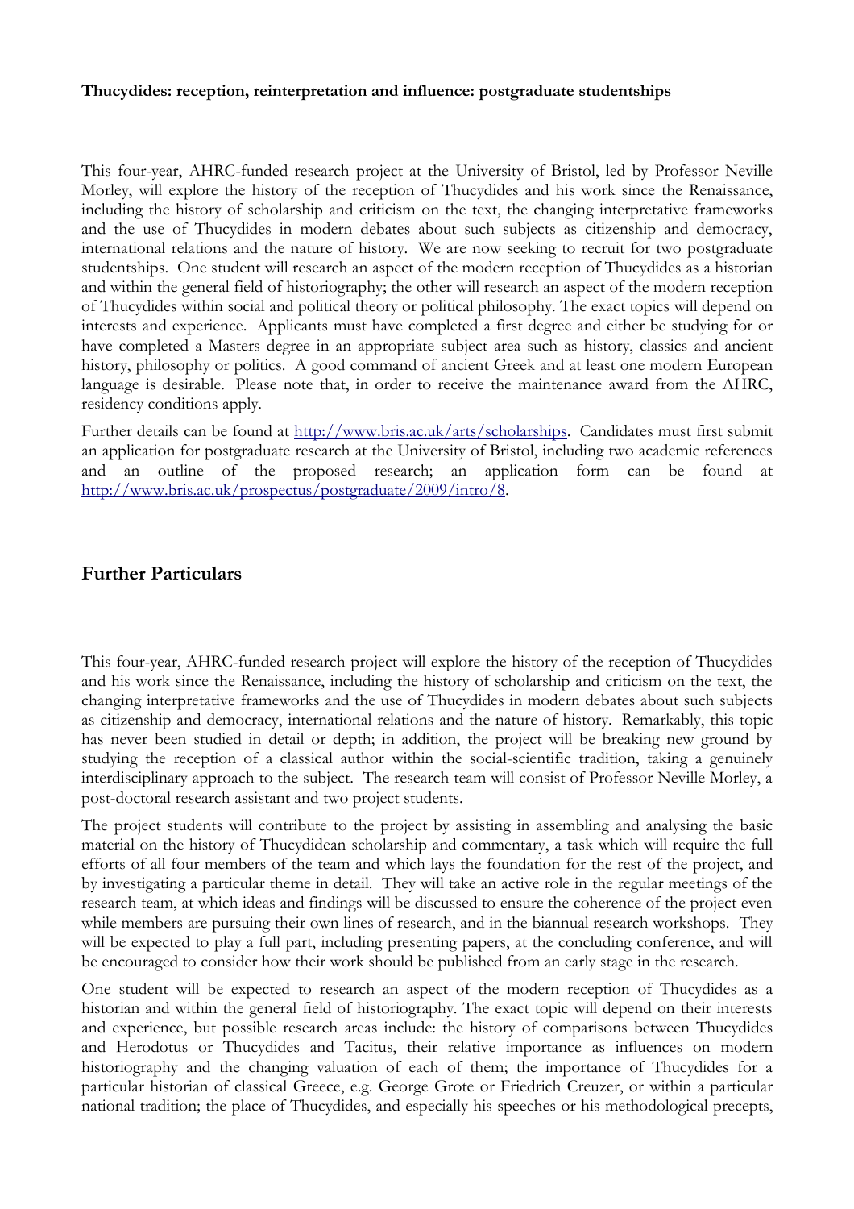**Thucydides: reception, reinterpretation and influence: postgraduate studentships**

This four-year, AHRC-funded research project at the University of Bristol, led by Professor Neville Morley, will explore the history of the reception of Thucydides and his work since the Renaissance, including the history of scholarship and criticism on the text, the changing interpretative frameworks and the use of Thucydides in modern debates about such subjects as citizenship and democracy, international relations and the nature of history. We are now seeking to recruit for two postgraduate studentships. One student will research an aspect of the modern reception of Thucydides as a historian and within the general field of historiography; the other will research an aspect of the modern reception of Thucydides within social and political theory or political philosophy. The exact topics will depend on interests and experience. Applicants must have completed a first degree and either be studying for or have completed a Masters degree in an appropriate subject area such as history, classics and ancient history, philosophy or politics. A good command of ancient Greek and at least one modern European language is desirable. Please note that, in order to receive the maintenance award from the AHRC, residency conditions apply.

Further details can be found at [http://www.bris.ac.uk/arts/scholarships](http://www.bris.ac.uk/arts/scholarships). Candidates must first submit an application for postgraduate research at the University of Bristol, including two academic references and an outline of the proposed research; an application form can be found at [http://www.bris.ac.uk/prospectus/postgraduate/2009/intro/8](http://www.bris.ac.uk/prospectus/postgraduate/2009/intro/8).

## Further Particulars

This four-year, AHRC-funded research project will explore the history of the reception of Thucydides and his work since the Renaissance, including the history of scholarship and criticism on the text, the changing interpretative frameworks and the use of Thucydides in modern debates about such subjects as citizenship and democracy, international relations and the nature of history. Remarkably, this topic has never been studied in detail or depth; in addition, the project will be breaking new ground by studying the reception of a classical author within the social-scientific tradition, taking a genuinely interdisciplinary approach to the subject. The research team will consist of Professor Neville Morley, a post-doctoral research assistant and two project students.

The project students will contribute to the project by assisting in assembling and analysing the basic material on the history of Thucydidean scholarship and commentary, a task which will require the full efforts of all four members of the team and which lays the foundation for the rest of the project, and by investigating a particular theme in detail. They will take an active role in the regular meetings of the research team, at which ideas and findings will be discussed to ensure the coherence of the project even while members are pursuing their own lines of research, and in the biannual research workshops. They will be expected to play a full part, including presenting papers, at the concluding conference, and will be encouraged to consider how their work should be published from an early stage in the research.

One student will be expected to research an aspect of the modern reception of Thucydides as a historian and within the general field of historiography. The exact topic will depend on their interests and experience, but possible research areas include: the history of comparisons between Thucydides and Herodotus or Thucydides and Tacitus, their relative importance as influences on modern historiography and the changing valuation of each of them; the importance of Thucydides for a particular historian of classical Greece, e.g. George Grote or Friedrich Creuzer, or within a particular national tradition; the place of Thucydides, and especially his speeches or his methodological precepts,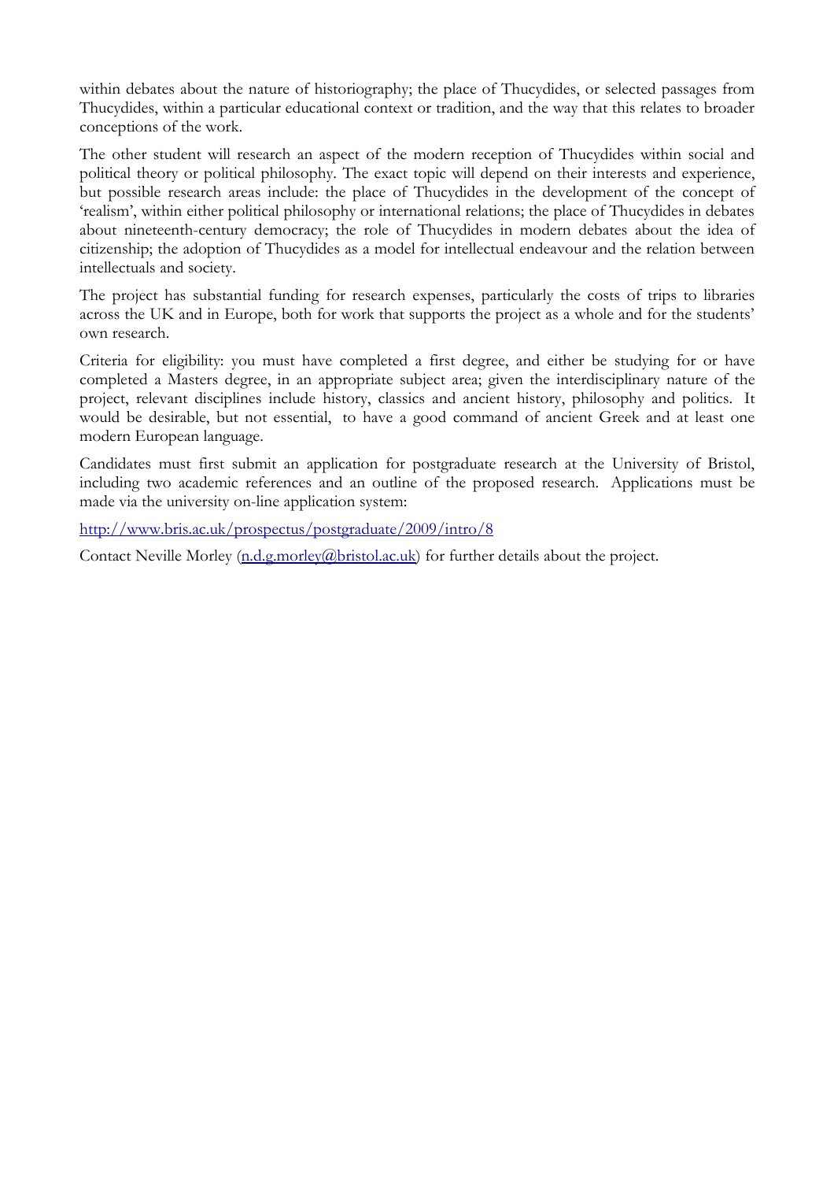within debates about the nature of historiography; the place of Thucydides, or selected passages from Thucydides, within a particular educational context or tradition, and the way that this relates to broader conceptions of the work.

The other student will research an aspect of the modern reception of Thucydides within social and political theory or political philosophy. The exact topic will depend on their interests and experience, but possible research areas include: the place of Thucydides in the development of the concept of 'realism', within either political philosophy or international relations; the place of Thucydides in debates about nineteenth-century democracy; the role of Thucydides in modern debates about the idea of citizenship; the adoption of Thucydides as a model for intellectual endeavour and the relation between intellectuals and society.

The project has substantial funding for research expenses, particularly the costs of trips to libraries across the UK and in Europe, both for work that supports the project as a whole and for the students' own research.

Criteria for eligibility: you must have completed a first degree, and either be studying for or have completed a Masters degree, in an appropriate subject area; given the interdisciplinary nature of the project, relevant disciplines include history, classics and ancient history, philosophy and politics. It would be desirable, but not essential, to have a good command of ancient Greek and at least one modern European language.

Candidates must first submit an application for postgraduate research at the University of Bristol, including two academic references and an outline of the proposed research. Applications must be made via the university on-line application system:

http://www.bris.ac.uk/prospectus/postgraduate/2009/intro/8

Contact Neville Morley (n.d.g.morley@bristol.ac.uk) for further details about the project.